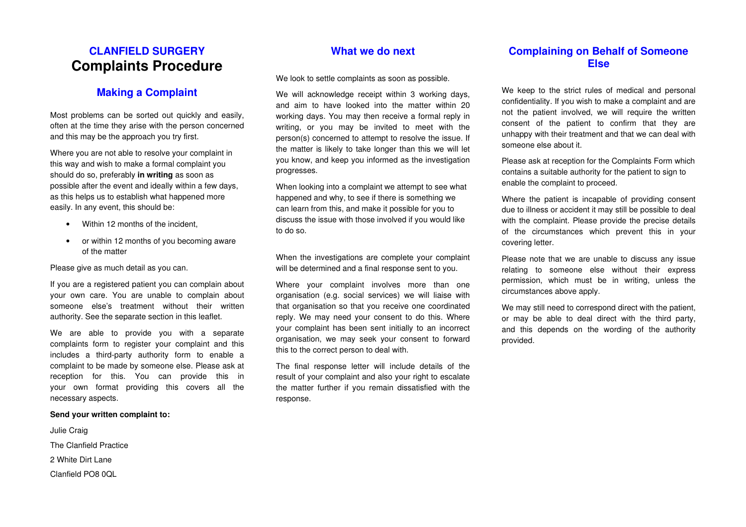# CLANFIELD SURGERY

# Complaints Procedure

## Making a Complaint

Most problems can be sorted out quickly and easily, often at the time they arise with the person concerned and this may be the approach you try first.

Where you are not able to resolve your complaint in this way and wish to make a formal complaint you should do so, preferably **in writing** as soon as possible after the event and ideally within a few days, as this helps us to establish what happened more easily. In any event, this should be:

- Within 12 months of the incident,
- or within 12 months of you becoming aware of the matter

Please give as much detail as you can.

If you are a registered patient you can complain about your own care. You are unable to complain about someone else's treatment without their written authority. See the separate section in this leaflet.

We are able to provide you with a separate complaints form to register your complaint and this includes a third-party authority form to enable a complaint to be made by someone else. Please ask at reception for this. You can provide this in your own format providing this covers all the necessary aspects.

**Send your written complaint to:**

Julie Craig

The Clanfield Practice

2 White Dirt Lane

Clanfield PO8 0QL

## What we do next

We look to settle complaints as soon as possible.

We will acknowledge receipt within 3 working days, and aim to have looked into the matter within 20 working days. You may then receive a formal reply in writing, or you may be invited to meet with the person(s) concerned to attempt to resolve the issue. If the matter is likely to take longer than this we will let you know, and keep you informed as the investigation progresses.

When looking into a complaint we attempt to see what happened and why, to see if there is something we can learn from this, and make it possible for you to discuss the issue with those involved if you would like to do so.

When the investigations are complete your complaint will be determined and a final response sent to you.

Where your complaint involves more than one organisation (e.g. social services) we will liaise with that organisation so that you receive one coordinated reply. We may need your consent to do this. Where your complaint has been sent initially to an incorrect organisation, we may seek your consent to forward this to the correct person to deal with.

The final response letter will include details of the result of your complaint and also your right to escalate the matter further if you remain dissatisfied with the response.

## Complaining on Behalf of Someone Else

We keep to the strict rules of medical and personal confidentiality. If you wish to make a complaint and are not the patient involved, we will require the written consent of the patient to confirm that they are unhappy with their treatment and that we can deal with someone else about it.

Please ask at reception for the Complaints Form which contains a suitable authority for the patient to sign to enable the complaint to proceed.

Where the patient is incapable of providing consent due to illness or accident it may still be possible to deal with the complaint. Please provide the precise details of the circumstances which prevent this in your covering letter.

Please note that we are unable to discuss any issue relating to someone else without their express permission, which must be in writing, unless the circumstances above apply.

We may still need to correspond direct with the patient, or may be able to deal direct with the third party, and this depends on the wording of the authority provided.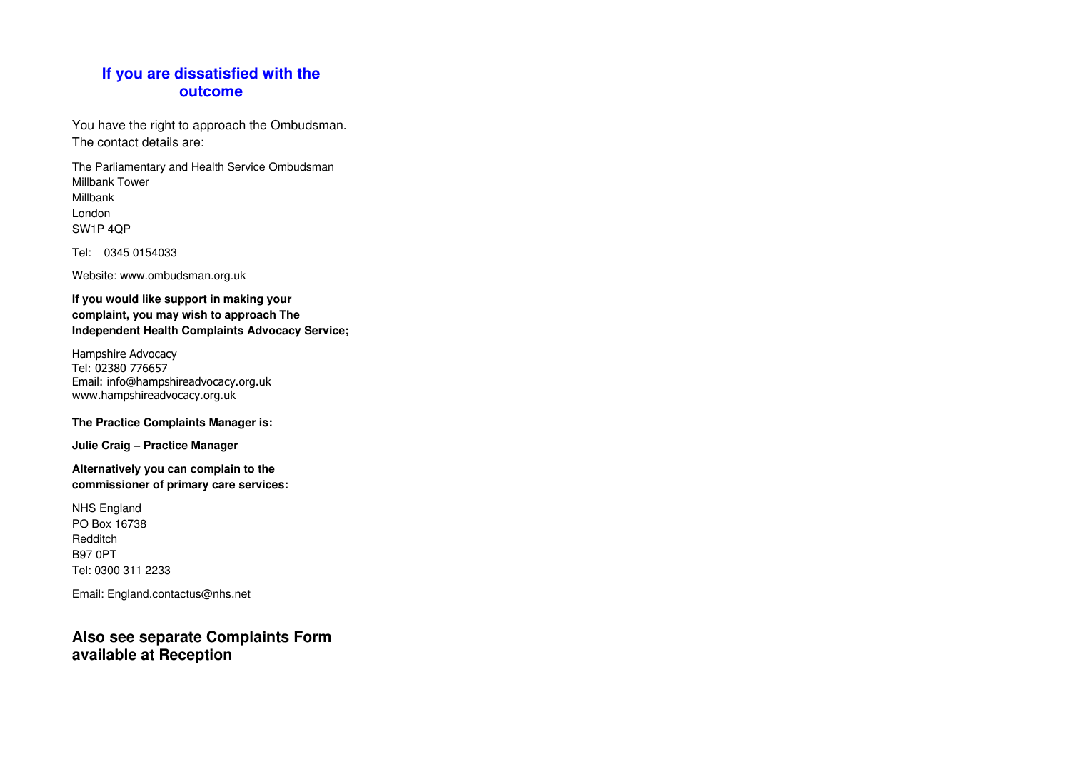## If you are dissatisfied with the outcome

You have the right to approach the Ombudsman. The contact details are:

The Parliamentary and Health Service Ombudsman
Millbank Tower
Millbank
London
SW1P 4QP

Tel: 0345 0154033

Website: www.ombudsman.org.uk

**If you would like support in making your complaint, you may wish to approach The Independent Health Complaints Advocacy Service;**

Hampshire Advocacy
Tel: 02380 776657
Email: info@hampshireadvocacy.org.uk
www.hampshireadvocacy.org.uk

**The Practice Complaints Manager is:**

**Julie Craig – Practice Manager**

**Alternatively you can complain to the commissioner of primary care services:**

NHS England
PO Box 16738
Redditch
B97 0PT
Tel: 0300 311 2233

Email: England.contactus@nhs.net

## Also see separate Complaints Form available at Reception